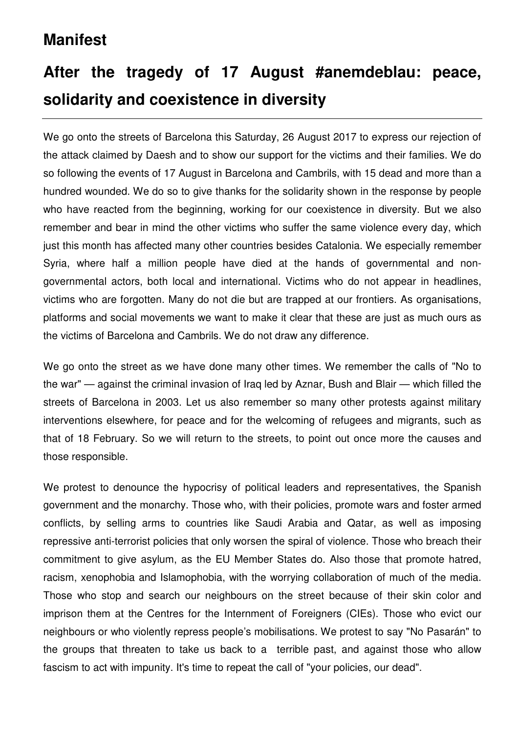## Manifest

## After the tragedy of 17 August #anemdeblau: peace, solidarity and coexistence in diversity

---

We go onto the streets of Barcelona this Saturday, 26 August 2017 to express our rejection of the attack claimed by Daesh and to show our support for the victims and their families. We do so following the events of 17 August in Barcelona and Cambrils, with 15 dead and more than a hundred wounded. We do so to give thanks for the solidarity shown in the response by people who have reacted from the beginning, working for our coexistence in diversity. But we also remember and bear in mind the other victims who suffer the same violence every day, which just this month has affected many other countries besides Catalonia. We especially remember Syria, where half a million people have died at the hands of governmental and non-governmental actors, both local and international. Victims who do not appear in headlines, victims who are forgotten. Many do not die but are trapped at our frontiers. As organisations, platforms and social movements we want to make it clear that these are just as much ours as the victims of Barcelona and Cambrils. We do not draw any difference.

We go onto the street as we have done many other times. We remember the calls of "No to the war" — against the criminal invasion of Iraq led by Aznar, Bush and Blair — which filled the streets of Barcelona in 2003. Let us also remember so many other protests against military interventions elsewhere, for peace and for the welcoming of refugees and migrants, such as that of 18 February. So we will return to the streets, to point out once more the causes and those responsible.

We protest to denounce the hypocrisy of political leaders and representatives, the Spanish government and the monarchy. Those who, with their policies, promote wars and foster armed conflicts, by selling arms to countries like Saudi Arabia and Qatar, as well as imposing repressive anti-terrorist policies that only worsen the spiral of violence. Those who breach their commitment to give asylum, as the EU Member States do. Also those that promote hatred, racism, xenophobia and Islamophobia, with the worrying collaboration of much of the media. Those who stop and search our neighbours on the street because of their skin color and imprison them at the Centres for the Internment of Foreigners (CIEs). Those who evict our neighbours or who violently repress people's mobilisations. We protest to say "No Pasarán" to the groups that threaten to take us back to a terrible past, and against those who allow fascism to act with impunity. It's time to repeat the call of "your policies, our dead".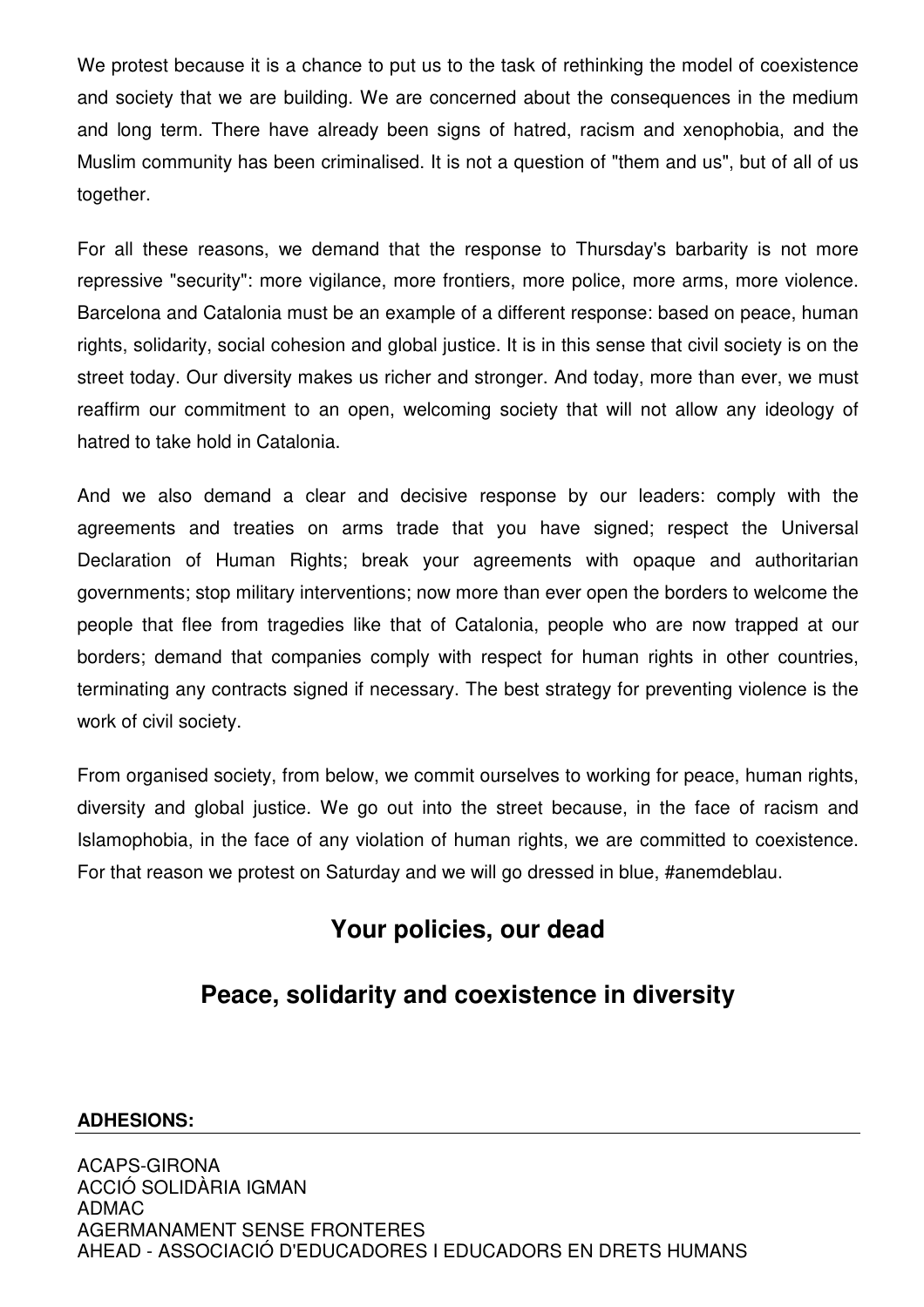We protest because it is a chance to put us to the task of rethinking the model of coexistence and society that we are building. We are concerned about the consequences in the medium and long term. There have already been signs of hatred, racism and xenophobia, and the Muslim community has been criminalised. It is not a question of "them and us", but of all of us together.

For all these reasons, we demand that the response to Thursday's barbarity is not more repressive "security": more vigilance, more frontiers, more police, more arms, more violence. Barcelona and Catalonia must be an example of a different response: based on peace, human rights, solidarity, social cohesion and global justice. It is in this sense that civil society is on the street today. Our diversity makes us richer and stronger. And today, more than ever, we must reaffirm our commitment to an open, welcoming society that will not allow any ideology of hatred to take hold in Catalonia.

And we also demand a clear and decisive response by our leaders: comply with the agreements and treaties on arms trade that you have signed; respect the Universal Declaration of Human Rights; break your agreements with opaque and authoritarian governments; stop military interventions; now more than ever open the borders to welcome the people that flee from tragedies like that of Catalonia, people who are now trapped at our borders; demand that companies comply with respect for human rights in other countries, terminating any contracts signed if necessary. The best strategy for preventing violence is the work of civil society.

From organised society, from below, we commit ourselves to working for peace, human rights, diversity and global justice. We go out into the street because, in the face of racism and Islamophobia, in the face of any violation of human rights, we are committed to coexistence. For that reason we protest on Saturday and we will go dressed in blue, #anemdeblau.

## Your policies, our dead

## Peace, solidarity and coexistence in diversity

**ADHESIONS:**

ACAPS-GIRONA
ACCIÓ SOLIDÀRIA IGMAN
ADMAC
AGERMANAMENT SENSE FRONTERES
AHEAD - ASSOCIACIÓ D'EDUCADORES I EDUCADORS EN DRETS HUMANS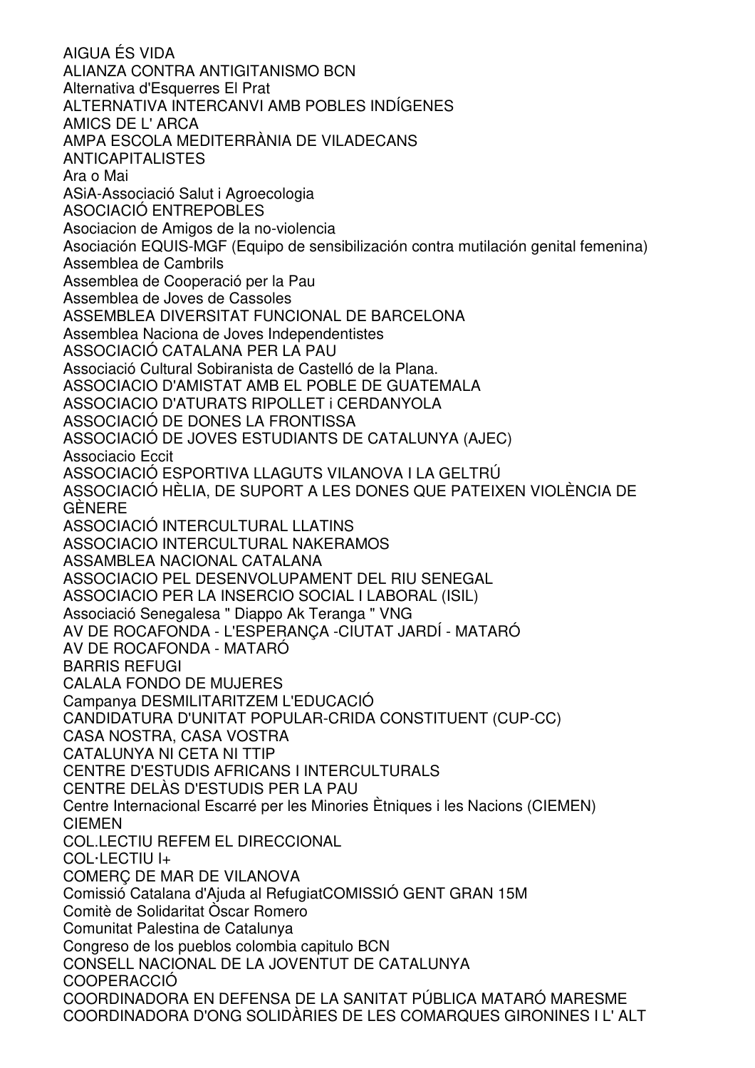AIGUA ÉS VIDA
ALIANZA CONTRA ANTIGITANISMO BCN
Alternativa d'Esquerres El Prat
ALTERNATIVA INTERCANVI AMB POBLES INDÍGENES
AMICS DE L' ARCA
AMPA ESCOLA MEDITERRÀNIA DE VILADECANS
ANTICAPITALISTES
Ara o Mai
ASiA-Associació Salut i Agroecologia
ASOCIACIÓ ENTREPOBLES
Asociacion de Amigos de la no-violencia
Asociación EQUIS-MGF (Equipo de sensibilización contra mutilación genital femenina)
Assemblea de Cambrils
Assemblea de Cooperació per la Pau
Assemblea de Joves de Cassoles
ASSEMBLEA DIVERSITAT FUNCIONAL DE BARCELONA
Assemblea Naciona de Joves Independentistes
ASSOCIACIÓ CATALANA PER LA PAU
Associació Cultural Sobiranista de Castelló de la Plana.
ASSOCIACIO D'AMISTAT AMB EL POBLE DE GUATEMALA
ASSOCIACIO D'ATURATS RIPOLLET i CERDANYOLA
ASSOCIACIÓ DE DONES LA FRONTISSA
ASSOCIACIÓ DE JOVES ESTUDIANTS DE CATALUNYA (AJEC)
Associacio Eccit
ASSOCIACIÓ ESPORTIVA LLAGUTS VILANOVA I LA GELTRÚ
ASSOCIACIÓ HÈLIA, DE SUPORT A LES DONES QUE PATEIXEN VIOLÈNCIA DE GÈNERE
ASSOCIACIÓ INTERCULTURAL LLATINS
ASSOCIACIO INTERCULTURAL NAKERAMOS
ASSAMBLEA NACIONAL CATALANA
ASSOCIACIO PEL DESENVOLUPAMENT DEL RIU SENEGAL
ASSOCIACIO PER LA INSERCIO SOCIAL I LABORAL (ISIL)
Associació Senegalesa " Diappo Ak Teranga " VNG
AV DE ROCAFONDA - L'ESPERANÇA -CIUTAT JARDÍ - MATARÓ
AV DE ROCAFONDA - MATARÓ
BARRIS REFUGI
CALALA FONDO DE MUJERES
Campanya DESMILITARITZEM L'EDUCACIÓ
CANDIDATURA D'UNITAT POPULAR-CRIDA CONSTITUENT (CUP-CC)
CASA NOSTRA, CASA VOSTRA
CATALUNYA NI CETA NI TTIP
CENTRE D'ESTUDIS AFRICANS I INTERCULTURALS
CENTRE DELÀS D'ESTUDIS PER LA PAU
Centre Internacional Escarré per les Minories Ètniques i les Nacions (CIEMEN)
CIEMEN
COL.LECTIU REFEM EL DIRECCIONAL
COL·LECTIU I+
COMERÇ DE MAR DE VILANOVA
Comissió Catalana d'Ajuda al RefugiatCOMISSIÓ GENT GRAN 15M
Comitè de Solidaritat Òscar Romero
Comunitat Palestina de Catalunya
Congreso de los pueblos colombia capitulo BCN
CONSELL NACIONAL DE LA JOVENTUT DE CATALUNYA
COOPERACCIÓ
COORDINADORA EN DEFENSA DE LA SANITAT PÚBLICA MATARÓ MARESME
COORDINADORA D'ONG SOLIDÀRIES DE LES COMARQUES GIRONINES I L' ALT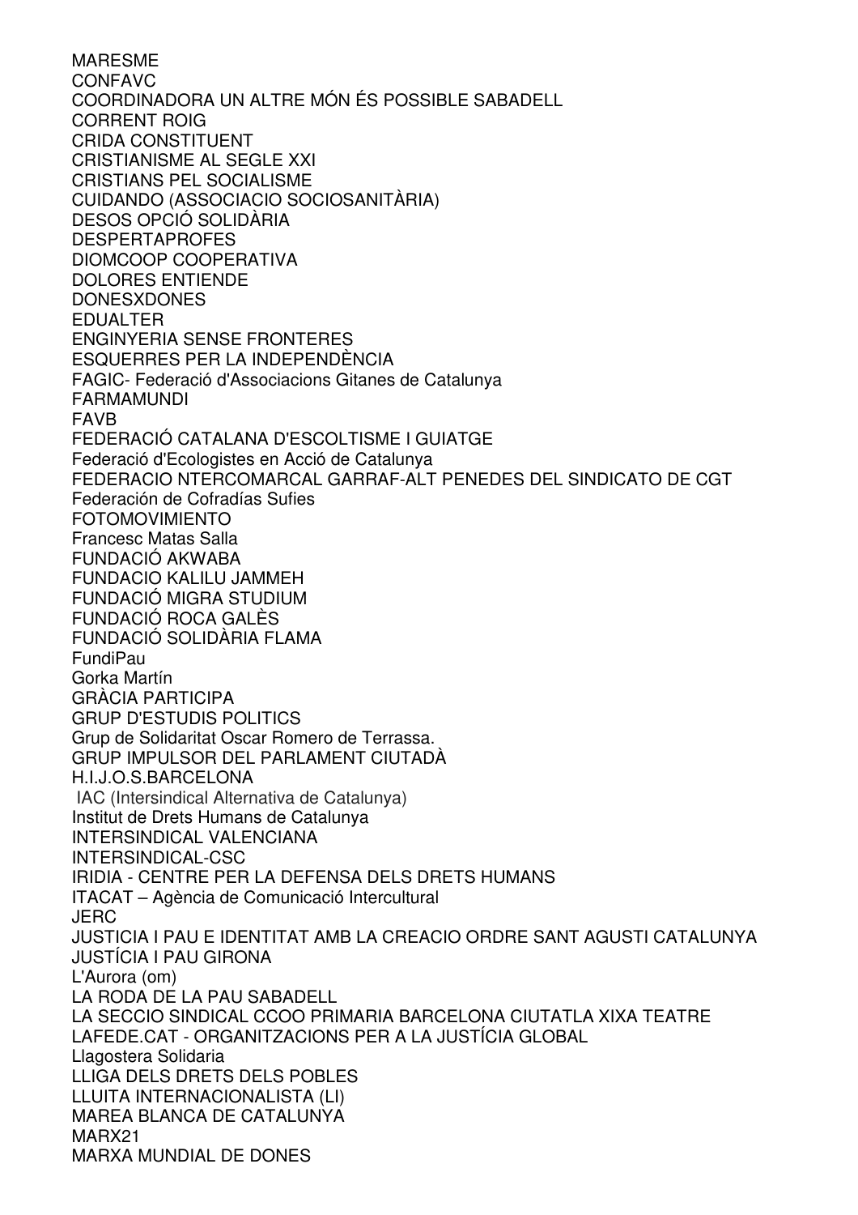MARESME
CONFAVC
COORDINADORA UN ALTRE MÓN ÉS POSSIBLE SABADELL
CORRENT ROIG
CRIDA CONSTITUENT
CRISTIANISME AL SEGLE XXI
CRISTIANS PEL SOCIALISME
CUIDANDO (ASSOCIACIO SOCIOSANITÀRIA)
DESOS OPCIÓ SOLIDÀRIA
DESPERTAPROFES
DIOMCOOP COOPERATIVA
DOLORES ENTIENDE
DONESXDONES
EDUALTER
ENGINYERIA SENSE FRONTERES
ESQUERRES PER LA INDEPENDÈNCIA
FAGIC- Federació d'Associacions Gitanes de Catalunya
FARMAMUNDI
FAVB
FEDERACIÓ CATALANA D'ESCOLTISME I GUIATGE
Federació d'Ecologistes en Acció de Catalunya
FEDERACIO NTERCOMARCAL GARRAF-ALT PENEDES DEL SINDICATO DE CGT
Federación de Cofradías Sufies
FOTOMOVIMIENTO
Francesc Matas Salla
FUNDACIÓ AKWABA
FUNDACIO KALILU JAMMEH
FUNDACIÓ MIGRA STUDIUM
FUNDACIÓ ROCA GALÈS
FUNDACIÓ SOLIDÀRIA FLAMA
FundiPau
Gorka Martín
GRÀCIA PARTICIPA
GRUP D'ESTUDIS POLITICS
Grup de Solidaritat Oscar Romero de Terrassa.
GRUP IMPULSOR DEL PARLAMENT CIUTADÀ
H.I.J.O.S.BARCELONA
IAC (Intersindical Alternativa de Catalunya)
Institut de Drets Humans de Catalunya
INTERSINDICAL VALENCIANA
INTERSINDICAL-CSC
IRIDIA - CENTRE PER LA DEFENSA DELS DRETS HUMANS
ITACAT – Agència de Comunicació Intercultural
JERC
JUSTICIA I PAU E IDENTITAT AMB LA CREACIO ORDRE SANT AGUSTI CATALUNYA
JUSTÍCIA I PAU GIRONA
L'Aurora (om)
LA RODA DE LA PAU SABADELL
LA SECCIO SINDICAL CCOO PRIMARIA BARCELONA CIUTATLA XIXA TEATRE
LAFEDE.CAT - ORGANITZACIONS PER A LA JUSTÍCIA GLOBAL
Llagostera Solidaria
LLIGA DELS DRETS DELS POBLES
LLUITA INTERNACIONALISTA (LI)
MAREA BLANCA DE CATALUNYA
MARX21
MARXA MUNDIAL DE DONES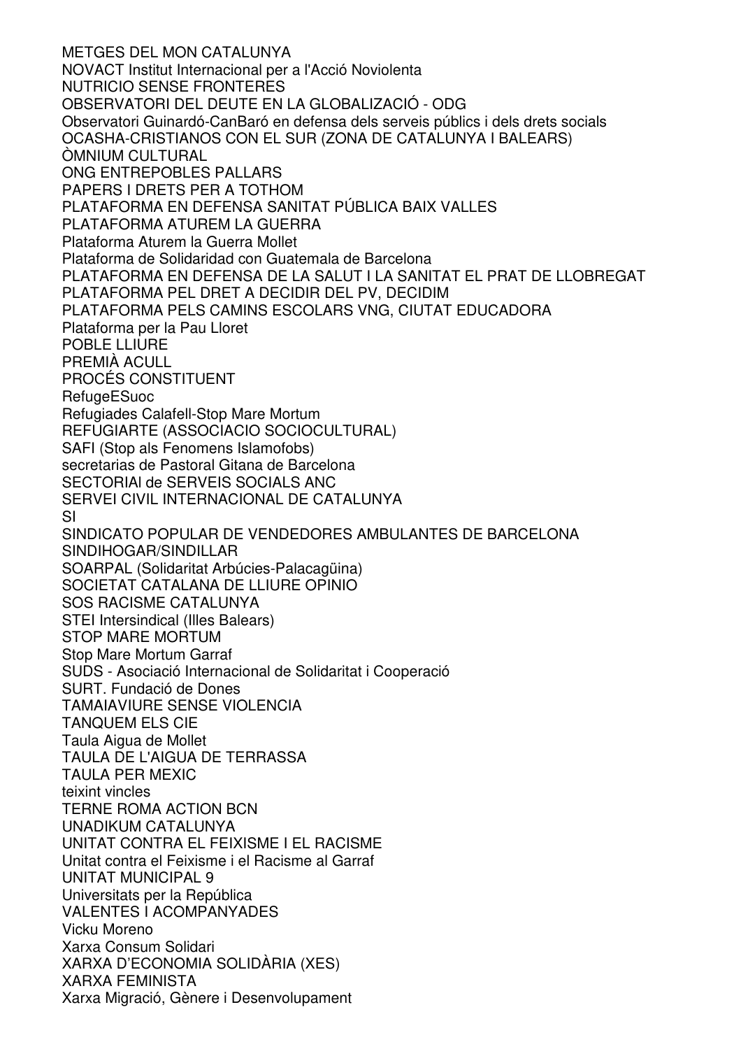METGES DEL MON CATALUNYA
NOVACT Institut Internacional per a l'Acció Noviolenta
NUTRICIO SENSE FRONTERES
OBSERVATORI DEL DEUTE EN LA GLOBALIZACIÓ - ODG
Observatori Guinardó-CanBaró en defensa dels serveis públics i dels drets socials
OCASHA-CRISTIANOS CON EL SUR (ZONA DE CATALUNYA I BALEARS)
ÒMNIUM CULTURAL
ONG ENTREPOBLES PALLARS
PAPERS I DRETS PER A TOTHOM
PLATAFORMA EN DEFENSA SANITAT PÚBLICA BAIX VALLES
PLATAFORMA ATUREM LA GUERRA
Plataforma Aturem la Guerra Mollet
Plataforma de Solidaridad con Guatemala de Barcelona
PLATAFORMA EN DEFENSA DE LA SALUT I LA SANITAT EL PRAT DE LLOBREGAT
PLATAFORMA PEL DRET A DECIDIR DEL PV, DECIDIM
PLATAFORMA PELS CAMINS ESCOLARS VNG, CIUTAT EDUCADORA
Plataforma per la Pau Lloret
POBLE LLIURE
PREMIÀ ACULL
PROCÉS CONSTITUENT
RefugeESuoc
Refugiades Calafell-Stop Mare Mortum
REFUGIARTE (ASSOCIACIO SOCIOCULTURAL)
SAFI (Stop als Fenomens Islamofobs)
secretarias de Pastoral Gitana de Barcelona
SECTORIAl de SERVEIS SOCIALS ANC
SERVEI CIVIL INTERNACIONAL DE CATALUNYA
SI
SINDICATO POPULAR DE VENDEDORES AMBULANTES DE BARCELONA
SINDIHOGAR/SINDILLAR
SOARPAL (Solidaritat Arbúcies-Palacagüina)
SOCIETAT CATALANA DE LLIURE OPINIO
SOS RACISME CATALUNYA
STEI Intersindical (Illes Balears)
STOP MARE MORTUM
Stop Mare Mortum Garraf
SUDS - Asociació Internacional de Solidaritat i Cooperació
SURT. Fundació de Dones
TAMAIAVIURE SENSE VIOLENCIA
TANQUEM ELS CIE
Taula Aigua de Mollet
TAULA DE L'AIGUA DE TERRASSA
TAULA PER MEXIC
teixint vincles
TERNE ROMA ACTION BCN
UNADIKUM CATALUNYA
UNITAT CONTRA EL FEIXISME I EL RACISME
Unitat contra el Feixisme i el Racisme al Garraf
UNITAT MUNICIPAL 9
Universitats per la República
VALENTES I ACOMPANYADES
Vicku Moreno
Xarxa Consum Solidari
XARXA D'ECONOMIA SOLIDÀRIA (XES)
XARXA FEMINISTA
Xarxa Migració, Gènere i Desenvolupament